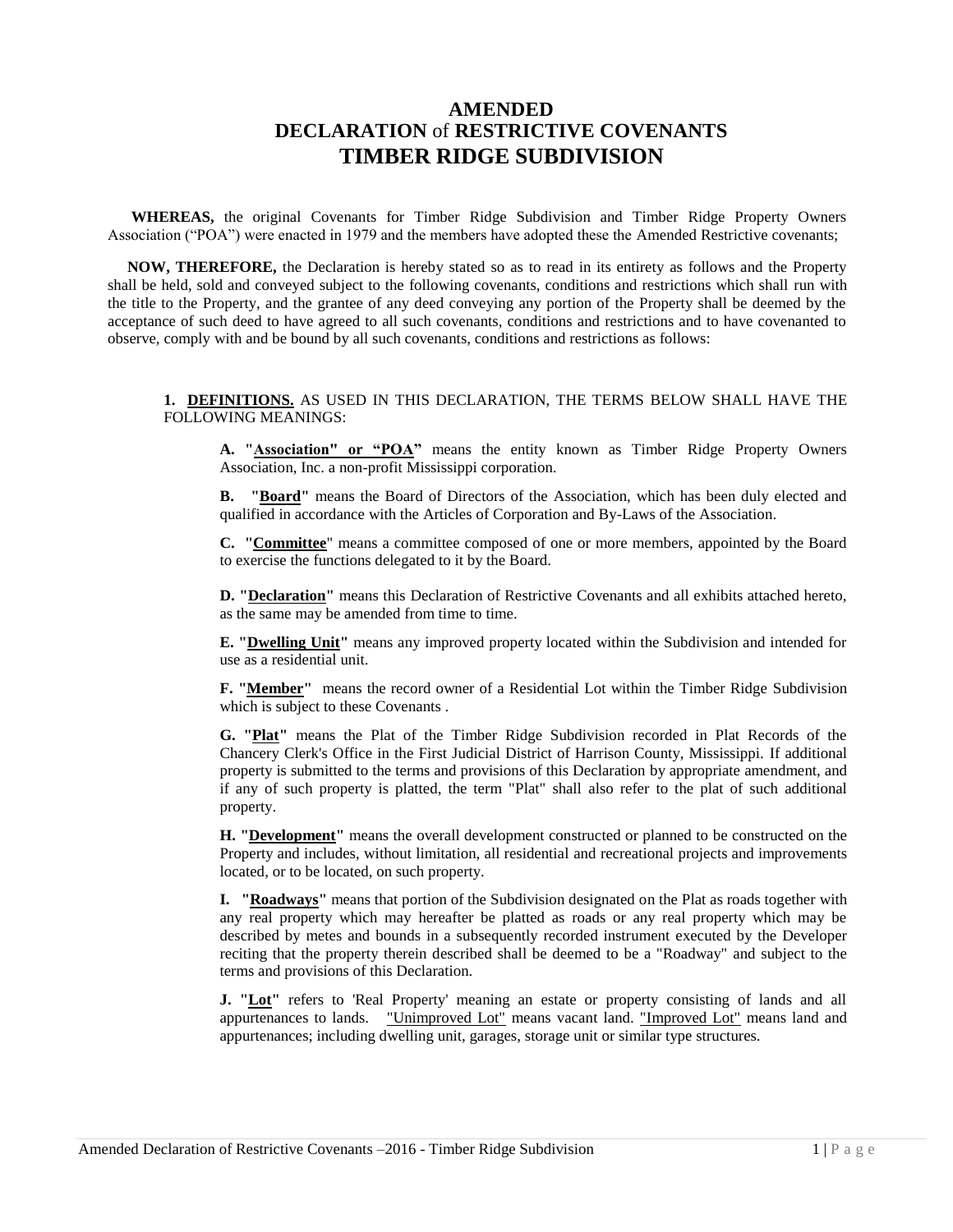# AMENDED
# DECLARATION of RESTRICTIVE COVENANTS
# TIMBER RIDGE SUBDIVISION

**WHEREAS,** the original Covenants for Timber Ridge Subdivision and Timber Ridge Property Owners Association ("POA") were enacted in 1979 and the members have adopted these the Amended Restrictive covenants;

**NOW, THEREFORE,** the Declaration is hereby stated so as to read in its entirety as follows and the Property shall be held, sold and conveyed subject to the following covenants, conditions and restrictions which shall run with the title to the Property, and the grantee of any deed conveying any portion of the Property shall be deemed by the acceptance of such deed to have agreed to all such covenants, conditions and restrictions and to have covenanted to observe, comply with and be bound by all such covenants, conditions and restrictions as follows:

**1. <u>DEFINITIONS.</u>** AS USED IN THIS DECLARATION, THE TERMS BELOW SHALL HAVE THE FOLLOWING MEANINGS:

**A. "<u>Association" or "POA</u>"** means the entity known as Timber Ridge Property Owners Association, Inc. a non-profit Mississippi corporation.

**B. "<u>Board</u>"** means the Board of Directors of the Association, which has been duly elected and qualified in accordance with the Articles of Corporation and By-Laws of the Association.

**C. "<u>Committee</u>"** means a committee composed of one or more members, appointed by the Board to exercise the functions delegated to it by the Board.

**D. "<u>Declaration</u>"** means this Declaration of Restrictive Covenants and all exhibits attached hereto, as the same may be amended from time to time.

**E. "<u>Dwelling Unit</u>"** means any improved property located within the Subdivision and intended for use as a residential unit.

**F. "<u>Member</u>"** means the record owner of a Residential Lot within the Timber Ridge Subdivision which is subject to these Covenants .

**G. "<u>Plat</u>"** means the Plat of the Timber Ridge Subdivision recorded in Plat Records of the Chancery Clerk's Office in the First Judicial District of Harrison County, Mississippi. If additional property is submitted to the terms and provisions of this Declaration by appropriate amendment, and if any of such property is platted, the term "Plat" shall also refer to the plat of such additional property.

**H. "<u>Development</u>"** means the overall development constructed or planned to be constructed on the Property and includes, without limitation, all residential and recreational projects and improvements located, or to be located, on such property.

**I. "<u>Roadways</u>"** means that portion of the Subdivision designated on the Plat as roads together with any real property which may hereafter be platted as roads or any real property which may be described by metes and bounds in a subsequently recorded instrument executed by the Developer reciting that the property therein described shall be deemed to be a "Roadway" and subject to the terms and provisions of this Declaration.

**J. "<u>Lot</u>"** refers to 'Real Property' meaning an estate or property consisting of lands and all appurtenances to lands. <u>"Unimproved Lot"</u> means vacant land. <u>"Improved Lot"</u> means land and appurtenances; including dwelling unit, garages, storage unit or similar type structures.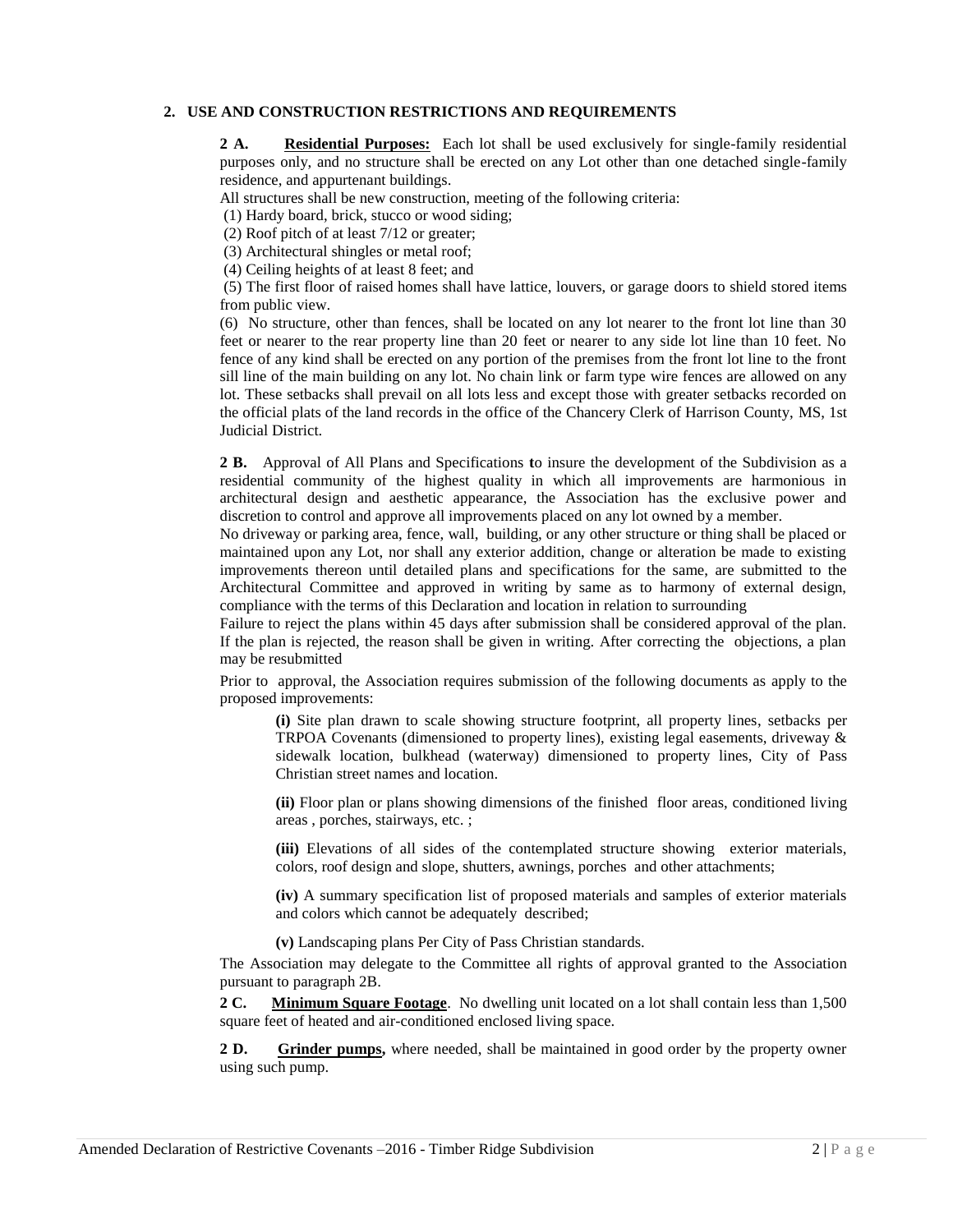## 2. USE AND CONSTRUCTION RESTRICTIONS AND REQUIREMENTS

**2 A.** **Residential Purposes:** Each lot shall be used exclusively for single-family residential purposes only, and no structure shall be erected on any Lot other than one detached single-family residence, and appurtenant buildings.

All structures shall be new construction, meeting of the following criteria:

(1) Hardy board, brick, stucco or wood siding;

(2) Roof pitch of at least 7/12 or greater;

(3) Architectural shingles or metal roof;

(4) Ceiling heights of at least 8 feet; and

(5) The first floor of raised homes shall have lattice, louvers, or garage doors to shield stored items from public view.

(6) No structure, other than fences, shall be located on any lot nearer to the front lot line than 30 feet or nearer to the rear property line than 20 feet or nearer to any side lot line than 10 feet. No fence of any kind shall be erected on any portion of the premises from the front lot line to the front sill line of the main building on any lot. No chain link or farm type wire fences are allowed on any lot. These setbacks shall prevail on all lots less and except those with greater setbacks recorded on the official plats of the land records in the office of the Chancery Clerk of Harrison County, MS, 1st Judicial District.

**2 B.** Approval of All Plans and Specifications **t**o insure the development of the Subdivision as a residential community of the highest quality in which all improvements are harmonious in architectural design and aesthetic appearance, the Association has the exclusive power and discretion to control and approve all improvements placed on any lot owned by a member.

No driveway or parking area, fence, wall, building, or any other structure or thing shall be placed or maintained upon any Lot, nor shall any exterior addition, change or alteration be made to existing improvements thereon until detailed plans and specifications for the same, are submitted to the Architectural Committee and approved in writing by same as to harmony of external design, compliance with the terms of this Declaration and location in relation to surrounding

Failure to reject the plans within 45 days after submission shall be considered approval of the plan. If the plan is rejected, the reason shall be given in writing. After correcting the objections, a plan may be resubmitted

Prior to approval, the Association requires submission of the following documents as apply to the proposed improvements:

**(i)** Site plan drawn to scale showing structure footprint, all property lines, setbacks per TRPOA Covenants (dimensioned to property lines), existing legal easements, driveway & sidewalk location, bulkhead (waterway) dimensioned to property lines, City of Pass Christian street names and location.

**(ii)** Floor plan or plans showing dimensions of the finished floor areas, conditioned living areas , porches, stairways, etc. ;

**(iii)** Elevations of all sides of the contemplated structure showing exterior materials, colors, roof design and slope, shutters, awnings, porches and other attachments;

**(iv)** A summary specification list of proposed materials and samples of exterior materials and colors which cannot be adequately described;

**(v)** Landscaping plans Per City of Pass Christian standards.

The Association may delegate to the Committee all rights of approval granted to the Association pursuant to paragraph 2B.

**2 C.** **Minimum Square Footage**. No dwelling unit located on a lot shall contain less than 1,500 square feet of heated and air-conditioned enclosed living space.

**2 D.** **Grinder pumps,** where needed, shall be maintained in good order by the property owner using such pump.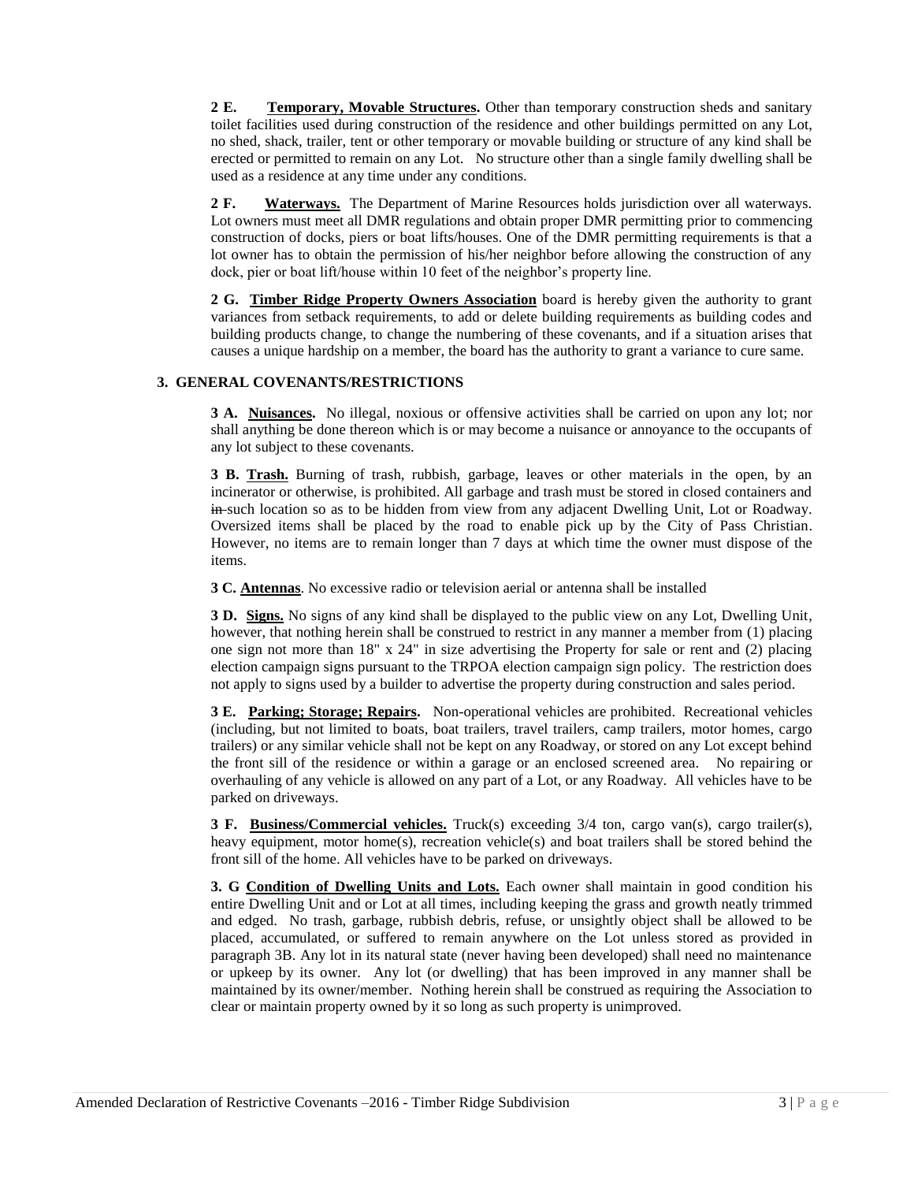**2 E.** **Temporary, Movable Structures.** Other than temporary construction sheds and sanitary toilet facilities used during construction of the residence and other buildings permitted on any Lot, no shed, shack, trailer, tent or other temporary or movable building or structure of any kind shall be erected or permitted to remain on any Lot. No structure other than a single family dwelling shall be used as a residence at any time under any conditions.

**2 F.** **Waterways.** The Department of Marine Resources holds jurisdiction over all waterways. Lot owners must meet all DMR regulations and obtain proper DMR permitting prior to commencing construction of docks, piers or boat lifts/houses. One of the DMR permitting requirements is that a lot owner has to obtain the permission of his/her neighbor before allowing the construction of any dock, pier or boat lift/house within 10 feet of the neighbor's property line.

**2 G.** **Timber Ridge Property Owners Association** board is hereby given the authority to grant variances from setback requirements, to add or delete building requirements as building codes and building products change, to change the numbering of these covenants, and if a situation arises that causes a unique hardship on a member, the board has the authority to grant a variance to cure same.

## 3. GENERAL COVENANTS/RESTRICTIONS

**3 A.** **Nuisances.** No illegal, noxious or offensive activities shall be carried on upon any lot; nor shall anything be done thereon which is or may become a nuisance or annoyance to the occupants of any lot subject to these covenants.

**3 B.** **Trash.** Burning of trash, rubbish, garbage, leaves or other materials in the open, by an incinerator or otherwise, is prohibited. All garbage and trash must be stored in closed containers and ~~in~~ such location so as to be hidden from view from any adjacent Dwelling Unit, Lot or Roadway. Oversized items shall be placed by the road to enable pick up by the City of Pass Christian. However, no items are to remain longer than 7 days at which time the owner must dispose of the items.

**3 C.** **Antennas**. No excessive radio or television aerial or antenna shall be installed

**3 D.** **Signs.** No signs of any kind shall be displayed to the public view on any Lot, Dwelling Unit, however, that nothing herein shall be construed to restrict in any manner a member from (1) placing one sign not more than 18" x 24" in size advertising the Property for sale or rent and (2) placing election campaign signs pursuant to the TRPOA election campaign sign policy. The restriction does not apply to signs used by a builder to advertise the property during construction and sales period.

**3 E.** **Parking; Storage; Repairs.** Non-operational vehicles are prohibited. Recreational vehicles (including, but not limited to boats, boat trailers, travel trailers, camp trailers, motor homes, cargo trailers) or any similar vehicle shall not be kept on any Roadway, or stored on any Lot except behind the front sill of the residence or within a garage or an enclosed screened area. No repairing or overhauling of any vehicle is allowed on any part of a Lot, or any Roadway. All vehicles have to be parked on driveways.

**3 F.** **Business/Commercial vehicles.** Truck(s) exceeding 3/4 ton, cargo van(s), cargo trailer(s), heavy equipment, motor home(s), recreation vehicle(s) and boat trailers shall be stored behind the front sill of the home. All vehicles have to be parked on driveways.

**3. G** **Condition of Dwelling Units and Lots.** Each owner shall maintain in good condition his entire Dwelling Unit and or Lot at all times, including keeping the grass and growth neatly trimmed and edged. No trash, garbage, rubbish debris, refuse, or unsightly object shall be allowed to be placed, accumulated, or suffered to remain anywhere on the Lot unless stored as provided in paragraph 3B. Any lot in its natural state (never having been developed) shall need no maintenance or upkeep by its owner. Any lot (or dwelling) that has been improved in any manner shall be maintained by its owner/member. Nothing herein shall be construed as requiring the Association to clear or maintain property owned by it so long as such property is unimproved.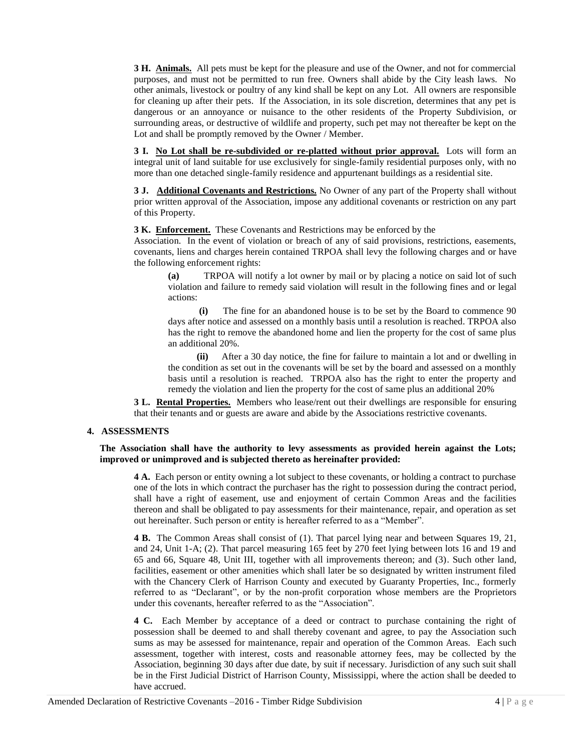**3 H. <u>Animals.</u>** All pets must be kept for the pleasure and use of the Owner, and not for commercial purposes, and must not be permitted to run free. Owners shall abide by the City leash laws. No other animals, livestock or poultry of any kind shall be kept on any Lot. All owners are responsible for cleaning up after their pets. If the Association, in its sole discretion, determines that any pet is dangerous or an annoyance or nuisance to the other residents of the Property Subdivision, or surrounding areas, or destructive of wildlife and property, such pet may not thereafter be kept on the Lot and shall be promptly removed by the Owner / Member.

**3 I. <u>No Lot shall be re-subdivided or re-platted without prior approval.</u>** Lots will form an integral unit of land suitable for use exclusively for single-family residential purposes only, with no more than one detached single-family residence and appurtenant buildings as a residential site.

**3 J. <u>Additional Covenants and Restrictions.</u>** No Owner of any part of the Property shall without prior written approval of the Association, impose any additional covenants or restriction on any part of this Property.

**3 K. <u>Enforcement.</u>** These Covenants and Restrictions may be enforced by the Association. In the event of violation or breach of any of said provisions, restrictions, easements, covenants, liens and charges herein contained TRPOA shall levy the following charges and or have the following enforcement rights:

**(a)** TRPOA will notify a lot owner by mail or by placing a notice on said lot of such violation and failure to remedy said violation will result in the following fines and or legal actions:

**(i)** The fine for an abandoned house is to be set by the Board to commence 90 days after notice and assessed on a monthly basis until a resolution is reached. TRPOA also has the right to remove the abandoned home and lien the property for the cost of same plus an additional 20%.

**(ii)** After a 30 day notice, the fine for failure to maintain a lot and or dwelling in the condition as set out in the covenants will be set by the board and assessed on a monthly basis until a resolution is reached. TRPOA also has the right to enter the property and remedy the violation and lien the property for the cost of same plus an additional 20%

**3 L. <u>Rental Properties.</u>** Members who lease/rent out their dwellings are responsible for ensuring that their tenants and or guests are aware and abide by the Associations restrictive covenants.

**4. ASSESSMENTS**

**The Association shall have the authority to levy assessments as provided herein against the Lots; improved or unimproved and is subjected thereto as hereinafter provided:**

**4 A.** Each person or entity owning a lot subject to these covenants, or holding a contract to purchase one of the lots in which contract the purchaser has the right to possession during the contract period, shall have a right of easement, use and enjoyment of certain Common Areas and the facilities thereon and shall be obligated to pay assessments for their maintenance, repair, and operation as set out hereinafter. Such person or entity is hereafter referred to as a "Member".

**4 B.** The Common Areas shall consist of (1). That parcel lying near and between Squares 19, 21, and 24, Unit 1-A; (2). That parcel measuring 165 feet by 270 feet lying between lots 16 and 19 and 65 and 66, Square 48, Unit III, together with all improvements thereon; and (3). Such other land, facilities, easement or other amenities which shall later be so designated by written instrument filed with the Chancery Clerk of Harrison County and executed by Guaranty Properties, Inc., formerly referred to as "Declarant", or by the non-profit corporation whose members are the Proprietors under this covenants, hereafter referred to as the "Association".

**4 C.** Each Member by acceptance of a deed or contract to purchase containing the right of possession shall be deemed to and shall thereby covenant and agree, to pay the Association such sums as may be assessed for maintenance, repair and operation of the Common Areas. Each such assessment, together with interest, costs and reasonable attorney fees, may be collected by the Association, beginning 30 days after due date, by suit if necessary. Jurisdiction of any such suit shall be in the First Judicial District of Harrison County, Mississippi, where the action shall be deeded to have accrued.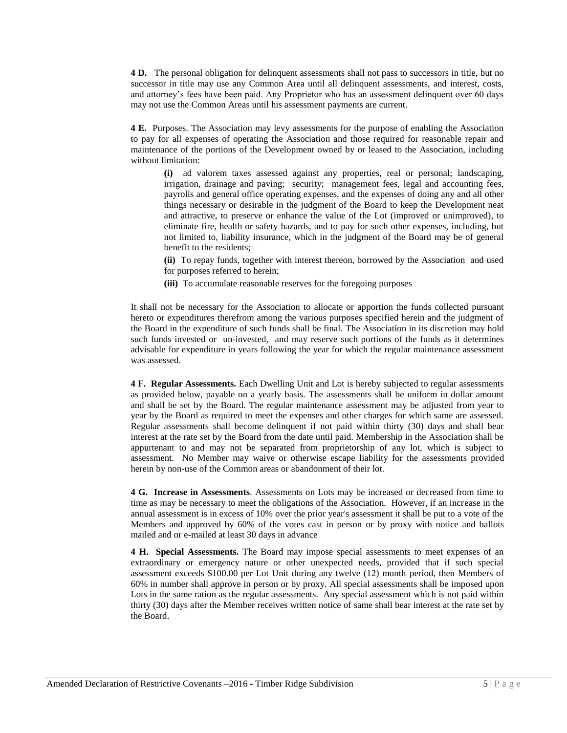**4 D.** The personal obligation for delinquent assessments shall not pass to successors in title, but no successor in title may use any Common Area until all delinquent assessments, and interest, costs, and attorney's fees have been paid. Any Proprietor who has an assessment delinquent over 60 days may not use the Common Areas until his assessment payments are current.

**4 E.** Purposes. The Association may levy assessments for the purpose of enabling the Association to pay for all expenses of operating the Association and those required for reasonable repair and maintenance of the portions of the Development owned by or leased to the Association, including without limitation:

> **(i)** ad valorem taxes assessed against any properties, real or personal; landscaping, irrigation, drainage and paving; security; management fees, legal and accounting fees, payrolls and general office operating expenses, and the expenses of doing any and all other things necessary or desirable in the judgment of the Board to keep the Development neat and attractive, to preserve or enhance the value of the Lot (improved or unimproved), to eliminate fire, health or safety hazards, and to pay for such other expenses, including, but not limited to, liability insurance, which in the judgment of the Board may be of general benefit to the residents;
>
> **(ii)** To repay funds, together with interest thereon, borrowed by the Association and used for purposes referred to herein;
>
> **(iii)** To accumulate reasonable reserves for the foregoing purposes

It shall not be necessary for the Association to allocate or apportion the funds collected pursuant hereto or expenditures therefrom among the various purposes specified herein and the judgment of the Board in the expenditure of such funds shall be final. The Association in its discretion may hold such funds invested or un-invested, and may reserve such portions of the funds as it determines advisable for expenditure in years following the year for which the regular maintenance assessment was assessed.

**4 F. Regular Assessments.** Each Dwelling Unit and Lot is hereby subjected to regular assessments as provided below, payable on a yearly basis. The assessments shall be uniform in dollar amount and shall be set by the Board. The regular maintenance assessment may be adjusted from year to year by the Board as required to meet the expenses and other charges for which same are assessed. Regular assessments shall become delinquent if not paid within thirty (30) days and shall bear interest at the rate set by the Board from the date until paid. Membership in the Association shall be appurtenant to and may not be separated from proprietorship of any lot, which is subject to assessment. No Member may waive or otherwise escape liability for the assessments provided herein by non-use of the Common areas or abandonment of their lot.

**4 G. Increase in Assessments**. Assessments on Lots may be increased or decreased from time to time as may be necessary to meet the obligations of the Association. However, if an increase in the annual assessment is in excess of 10% over the prior year's assessment it shall be put to a vote of the Members and approved by 60% of the votes cast in person or by proxy with notice and ballots mailed and or e-mailed at least 30 days in advance

**4 H. Special Assessments.** The Board may impose special assessments to meet expenses of an extraordinary or emergency nature or other unexpected needs, provided that if such special assessment exceeds $100.00 per Lot Unit during any twelve (12) month period, then Members of 60% in number shall approve in person or by proxy. All special assessments shall be imposed upon Lots in the same ration as the regular assessments. Any special assessment which is not paid within thirty (30) days after the Member receives written notice of same shall bear interest at the rate set by the Board.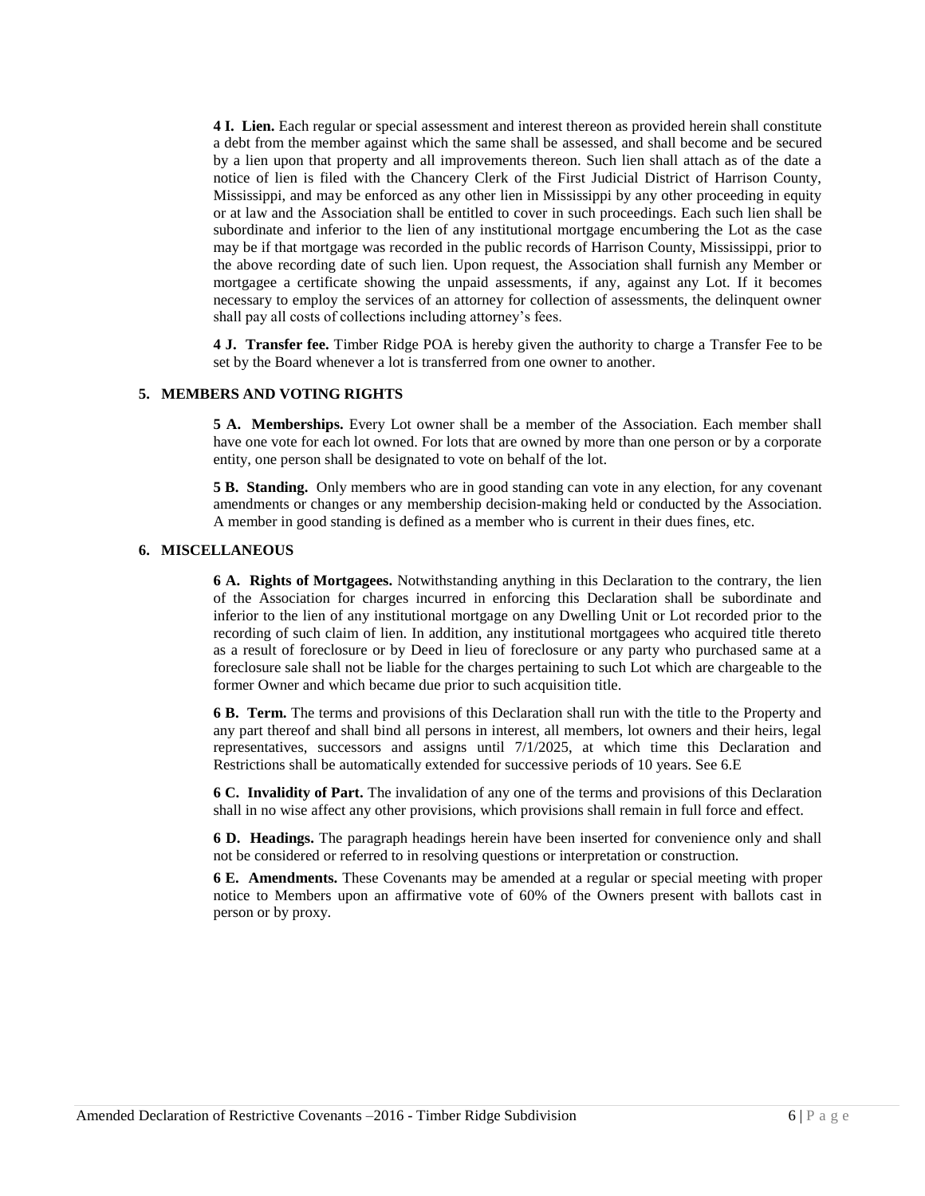**4 I. Lien.** Each regular or special assessment and interest thereon as provided herein shall constitute a debt from the member against which the same shall be assessed, and shall become and be secured by a lien upon that property and all improvements thereon. Such lien shall attach as of the date a notice of lien is filed with the Chancery Clerk of the First Judicial District of Harrison County, Mississippi, and may be enforced as any other lien in Mississippi by any other proceeding in equity or at law and the Association shall be entitled to cover in such proceedings. Each such lien shall be subordinate and inferior to the lien of any institutional mortgage encumbering the Lot as the case may be if that mortgage was recorded in the public records of Harrison County, Mississippi, prior to the above recording date of such lien. Upon request, the Association shall furnish any Member or mortgagee a certificate showing the unpaid assessments, if any, against any Lot. If it becomes necessary to employ the services of an attorney for collection of assessments, the delinquent owner shall pay all costs of collections including attorney's fees.

**4 J. Transfer fee.** Timber Ridge POA is hereby given the authority to charge a Transfer Fee to be set by the Board whenever a lot is transferred from one owner to another.

## 5. MEMBERS AND VOTING RIGHTS

**5 A. Memberships.** Every Lot owner shall be a member of the Association. Each member shall have one vote for each lot owned. For lots that are owned by more than one person or by a corporate entity, one person shall be designated to vote on behalf of the lot.

**5 B. Standing.** Only members who are in good standing can vote in any election, for any covenant amendments or changes or any membership decision-making held or conducted by the Association. A member in good standing is defined as a member who is current in their dues fines, etc.

## 6. MISCELLANEOUS

**6 A. Rights of Mortgagees.** Notwithstanding anything in this Declaration to the contrary, the lien of the Association for charges incurred in enforcing this Declaration shall be subordinate and inferior to the lien of any institutional mortgage on any Dwelling Unit or Lot recorded prior to the recording of such claim of lien. In addition, any institutional mortgagees who acquired title thereto as a result of foreclosure or by Deed in lieu of foreclosure or any party who purchased same at a foreclosure sale shall not be liable for the charges pertaining to such Lot which are chargeable to the former Owner and which became due prior to such acquisition title.

**6 B. Term.** The terms and provisions of this Declaration shall run with the title to the Property and any part thereof and shall bind all persons in interest, all members, lot owners and their heirs, legal representatives, successors and assigns until 7/1/2025, at which time this Declaration and Restrictions shall be automatically extended for successive periods of 10 years. See 6.E

**6 C. Invalidity of Part.** The invalidation of any one of the terms and provisions of this Declaration shall in no wise affect any other provisions, which provisions shall remain in full force and effect.

**6 D. Headings.** The paragraph headings herein have been inserted for convenience only and shall not be considered or referred to in resolving questions or interpretation or construction.

**6 E. Amendments.** These Covenants may be amended at a regular or special meeting with proper notice to Members upon an affirmative vote of 60% of the Owners present with ballots cast in person or by proxy.